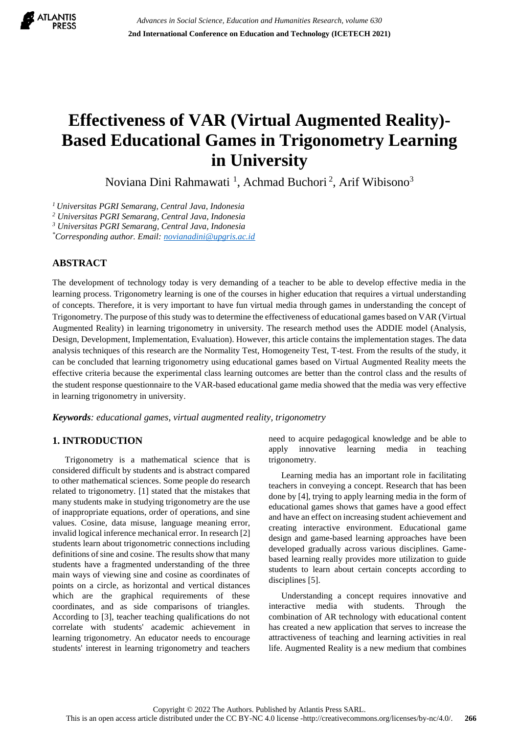# Effectiveness of VAR (Virtual Augmented Reality)-Based Educational Games in Trigonometry Learning in University

Noviana Dini Rahmawati [1], Achmad Buchori [2], Arif Wibisono[3]

*[1] Universitas PGRI Semarang, Central Java, Indonesia*
*[2] Universitas PGRI Semarang, Central Java, Indonesia*
*[3] Universitas PGRI Semarang, Central Java, Indonesia*
*[*]Corresponding author. Email: novianadini@upgris.ac.id*

## ABSTRACT

The development of technology today is very demanding of a teacher to be able to develop effective media in the learning process. Trigonometry learning is one of the courses in higher education that requires a virtual understanding of concepts. Therefore, it is very important to have fun virtual media through games in understanding the concept of Trigonometry. The purpose of this study was to determine the effectiveness of educational games based on VAR (Virtual Augmented Reality) in learning trigonometry in university. The research method uses the ADDIE model (Analysis, Design, Development, Implementation, Evaluation). However, this article contains the implementation stages. The data analysis techniques of this research are the Normality Test, Homogeneity Test, T-test. From the results of the study, it can be concluded that learning trigonometry using educational games based on Virtual Augmented Reality meets the effective criteria because the experimental class learning outcomes are better than the control class and the results of the student response questionnaire to the VAR-based educational game media showed that the media was very effective in learning trigonometry in university.

***Keywords**: educational games, virtual augmented reality, trigonometry*

## 1. INTRODUCTION

Trigonometry is a mathematical science that is considered difficult by students and is abstract compared to other mathematical sciences. Some people do research related to trigonometry. [1] stated that the mistakes that many students make in studying trigonometry are the use of inappropriate equations, order of operations, and sine values. Cosine, data misuse, language meaning error, invalid logical inference mechanical error. In research [2] students learn about trigonometric connections including definitions of sine and cosine. The results show that many students have a fragmented understanding of the three main ways of viewing sine and cosine as coordinates of points on a circle, as horizontal and vertical distances which are the graphical requirements of these coordinates, and as side comparisons of triangles. According to [3], teacher teaching qualifications do not correlate with students' academic achievement in learning trigonometry. An educator needs to encourage students' interest in learning trigonometry and teachers need to acquire pedagogical knowledge and be able to apply innovative learning media in teaching trigonometry.

Learning media has an important role in facilitating teachers in conveying a concept. Research that has been done by [4], trying to apply learning media in the form of educational games shows that games have a good effect and have an effect on increasing student achievement and creating interactive environment. Educational game design and game-based learning approaches have been developed gradually across various disciplines. Game-based learning really provides more utilization to guide students to learn about certain concepts according to disciplines [5].

Understanding a concept requires innovative and interactive media with students. Through the combination of AR technology with educational content has created a new application that serves to increase the attractiveness of teaching and learning activities in real life. Augmented Reality is a new medium that combines

Copyright © 2022 The Authors. Published by Atlantis Press SARL.
This is an open access article distributed under the CC BY-NC 4.0 license -http://creativecommons.org/licenses/by-nc/4.0/.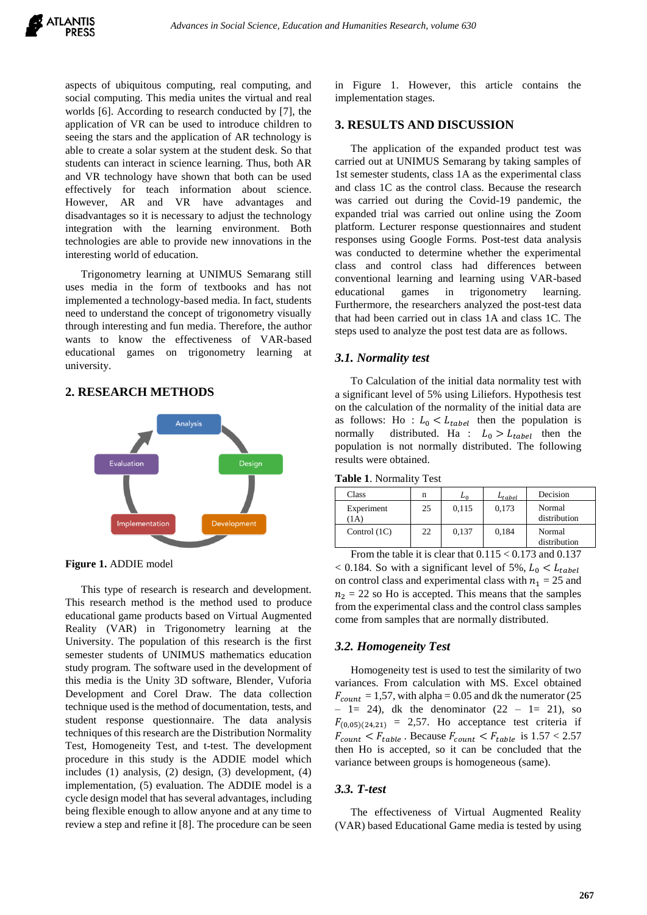aspects of ubiquitous computing, real computing, and social computing. This media unites the virtual and real worlds [6]. According to research conducted by [7], the application of VR can be used to introduce children to seeing the stars and the application of AR technology is able to create a solar system at the student desk. So that students can interact in science learning. Thus, both AR and VR technology have shown that both can be used effectively for teach information about science. However, AR and VR have advantages and disadvantages so it is necessary to adjust the technology integration with the learning environment. Both technologies are able to provide new innovations in the interesting world of education.

Trigonometry learning at UNIMUS Semarang still uses media in the form of textbooks and has not implemented a technology-based media. In fact, students need to understand the concept of trigonometry visually through interesting and fun media. Therefore, the author wants to know the effectiveness of VAR-based educational games on trigonometry learning at university.

## 2. RESEARCH METHODS

**Figure 1.** ADDIE model

This type of research is research and development. This research method is the method used to produce educational game products based on Virtual Augmented Reality (VAR) in Trigonometry learning at the University. The population of this research is the first semester students of UNIMUS mathematics education study program. The software used in the development of this media is the Unity 3D software, Blender, Vuforia Development and Corel Draw. The data collection technique used is the method of documentation, tests, and student response questionnaire. The data analysis techniques of this research are the Distribution Normality Test, Homogeneity Test, and t-test. The development procedure in this study is the ADDIE model which includes (1) analysis, (2) design, (3) development, (4) implementation, (5) evaluation. The ADDIE model is a cycle design model that has several advantages, including being flexible enough to allow anyone and at any time to review a step and refine it [8]. The procedure can be seen in Figure 1. However, this article contains the implementation stages.

## 3. RESULTS AND DISCUSSION

The application of the expanded product test was carried out at UNIMUS Semarang by taking samples of 1st semester students, class 1A as the experimental class and class 1C as the control class. Because the research was carried out during the Covid-19 pandemic, the expanded trial was carried out online using the Zoom platform. Lecturer response questionnaires and student responses using Google Forms. Post-test data analysis was conducted to determine whether the experimental class and control class had differences between conventional learning and learning using VAR-based educational games in trigonometry learning. Furthermore, the researchers analyzed the post-test data that had been carried out in class 1A and class 1C. The steps used to analyze the post test data are as follows.

### 3.1. Normality test

To Calculation of the initial data normality test with a significant level of 5% using Liliefors. Hypothesis test on the calculation of the normality of the initial data are as follows: Ho : $L_0 < L_{tabel}$ then the population is normally distributed. Ha : $L_0 > L_{tabel}$ then the population is not normally distributed. The following results were obtained.

**Table 1**. Normality Test

| Class | n | $L_0$ | $L_{tabel}$ | Decision |
|---|---|---|---|---|
| Experiment (1A) | 25 | 0,115 | 0,173 | Normal distribution |
| Control (1C) | 22 | 0,137 | 0,184 | Normal distribution |

From the table it is clear that 0.115 < 0.173 and 0.137 < 0.184. So with a significant level of 5%, $L_0 < L_{tabel}$ on control class and experimental class with $n_1$ = 25 and $n_2$ = 22 so Ho is accepted. This means that the samples from the experimental class and the control class samples come from samples that are normally distributed.

### 3.2. Homogeneity Test

Homogeneity test is used to test the similarity of two variances. From calculation with MS. Excel obtained $F_{count}$ = 1,57, with alpha = 0.05 and dk the numerator (25 – 1= 24), dk the denominator (22 – 1= 21), so $F_{(0,05)(24,21)}$ = 2,57. Ho acceptance test criteria if $F_{count} < F_{table}$ . Because $F_{count} < F_{table}$ is 1.57 < 2.57 then Ho is accepted, so it can be concluded that the variance between groups is homogeneous (same).

### 3.3. T-test

The effectiveness of Virtual Augmented Reality (VAR) based Educational Game media is tested by using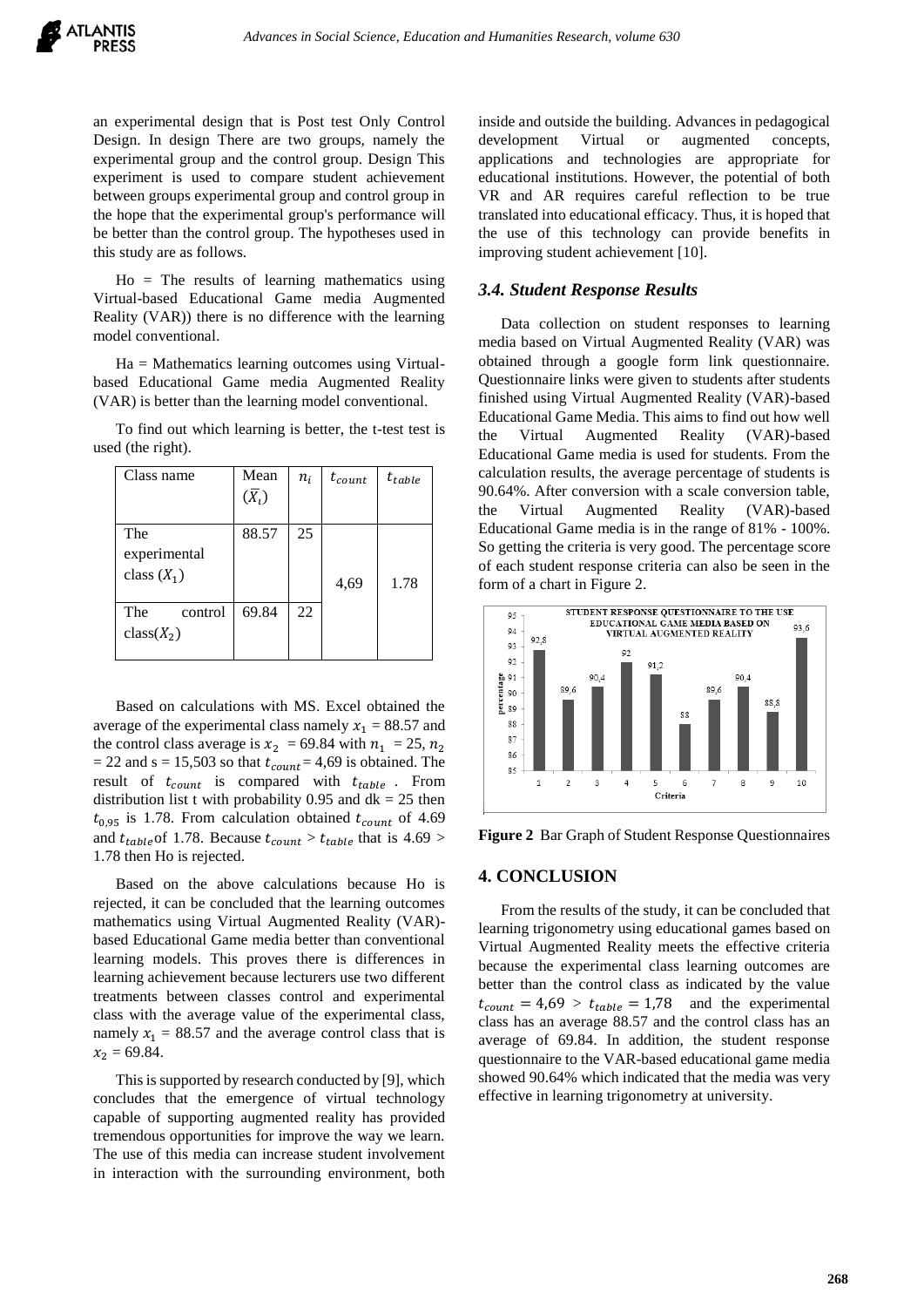an experimental design that is Post test Only Control Design. In design There are two groups, namely the experimental group and the control group. Design This experiment is used to compare student achievement between groups experimental group and control group in the hope that the experimental group's performance will be better than the control group. The hypotheses used in this study are as follows.

Ho = The results of learning mathematics using Virtual-based Educational Game media Augmented Reality (VAR)) there is no difference with the learning model conventional.

Ha = Mathematics learning outcomes using Virtual-based Educational Game media Augmented Reality (VAR) is better than the learning model conventional.

To find out which learning is better, the t-test test is used (the right).

| Class name | Mean ($\bar{X}_i$) | $n_i$ | $t_{count}$ | $t_{table}$ |
|---|---|---|---|---|
| The experimental class ($X_1$) | 88.57 | 25 | 4,69 | 1.78 |
| The control class($X_2$) | 69.84 | 22 | | |

Based on calculations with MS. Excel obtained the average of the experimental class namely $x_1$ = 88.57 and the control class average is $x_2$ = 69.84 with $n_1$ = 25, $n_2$ = 22 and s = 15,503 so that $t_{count}$ = 4,69 is obtained. The result of $t_{count}$ is compared with $t_{table}$ . From distribution list t with probability 0.95 and dk = 25 then $t_{0,95}$ is 1.78. From calculation obtained $t_{count}$ of 4.69 and $t_{table}$ of 1.78. Because $t_{count}$ > $t_{table}$ that is 4.69 > 1.78 then Ho is rejected.

Based on the above calculations because Ho is rejected, it can be concluded that the learning outcomes mathematics using Virtual Augmented Reality (VAR)-based Educational Game media better than conventional learning models. This proves there is differences in learning achievement because lecturers use two different treatments between classes control and experimental class with the average value of the experimental class, namely $x_1$ = 88.57 and the average control class that is $x_2$ = 69.84.

This is supported by research conducted by [9], which concludes that the emergence of virtual technology capable of supporting augmented reality has provided tremendous opportunities for improve the way we learn. The use of this media can increase student involvement in interaction with the surrounding environment, both inside and outside the building. Advances in pedagogical development Virtual or augmented concepts, applications and technologies are appropriate for educational institutions. However, the potential of both VR and AR requires careful reflection to be true translated into educational efficacy. Thus, it is hoped that the use of this technology can provide benefits in improving student achievement [10].

### *3.4. Student Response Results*

Data collection on student responses to learning media based on Virtual Augmented Reality (VAR) was obtained through a google form link questionnaire. Questionnaire links were given to students after students finished using Virtual Augmented Reality (VAR)-based Educational Game Media. This aims to find out how well the Virtual Augmented Reality (VAR)-based Educational Game media is used for students. From the calculation results, the average percentage of students is 90.64%. After conversion with a scale conversion table, the Virtual Augmented Reality (VAR)-based Educational Game media is in the range of 81% - 100%. So getting the criteria is very good. The percentage score of each student response criteria can also be seen in the form of a chart in Figure 2.

**Figure 2** Bar Graph of Student Response Questionnaires

## 4. CONCLUSION

From the results of the study, it can be concluded that learning trigonometry using educational games based on Virtual Augmented Reality meets the effective criteria because the experimental class learning outcomes are better than the control class as indicated by the value $t_{count} = 4{,}69 > t_{table} = 1{,}78$ and the experimental class has an average 88.57 and the control class has an average of 69.84. In addition, the student response questionnaire to the VAR-based educational game media showed 90.64% which indicated that the media was very effective in learning trigonometry at university.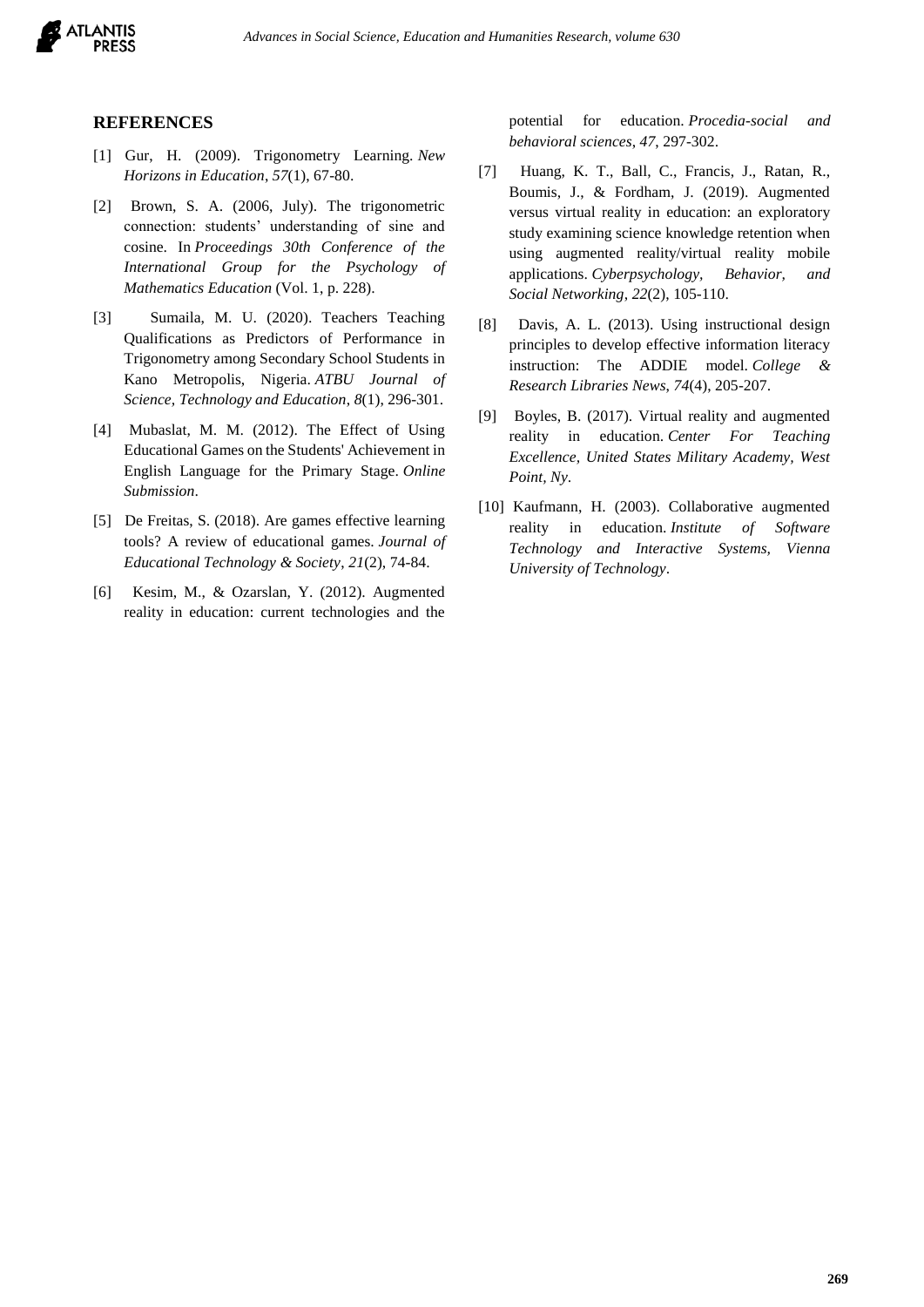## REFERENCES

[1] Gur, H. (2009). Trigonometry Learning. *New Horizons in Education*, *57*(1), 67-80.

[2] Brown, S. A. (2006, July). The trigonometric connection: students' understanding of sine and cosine. In *Proceedings 30th Conference of the International Group for the Psychology of Mathematics Education* (Vol. 1, p. 228).

[3] Sumaila, M. U. (2020). Teachers Teaching Qualifications as Predictors of Performance in Trigonometry among Secondary School Students in Kano Metropolis, Nigeria. *ATBU Journal of Science, Technology and Education*, *8*(1), 296-301.

[4] Mubaslat, M. M. (2012). The Effect of Using Educational Games on the Students' Achievement in English Language for the Primary Stage. *Online Submission*.

[5] De Freitas, S. (2018). Are games effective learning tools? A review of educational games. *Journal of Educational Technology & Society*, *21*(2), 74-84.

[6] Kesim, M., & Ozarslan, Y. (2012). Augmented reality in education: current technologies and the potential for education. *Procedia-social and behavioral sciences*, *47*, 297-302.

[7] Huang, K. T., Ball, C., Francis, J., Ratan, R., Boumis, J., & Fordham, J. (2019). Augmented versus virtual reality in education: an exploratory study examining science knowledge retention when using augmented reality/virtual reality mobile applications. *Cyberpsychology, Behavior, and Social Networking*, *22*(2), 105-110.

[8] Davis, A. L. (2013). Using instructional design principles to develop effective information literacy instruction: The ADDIE model. *College & Research Libraries News*, *74*(4), 205-207.

[9] Boyles, B. (2017). Virtual reality and augmented reality in education. *Center For Teaching Excellence, United States Military Academy, West Point, Ny*.

[10] Kaufmann, H. (2003). Collaborative augmented reality in education. *Institute of Software Technology and Interactive Systems, Vienna University of Technology*.